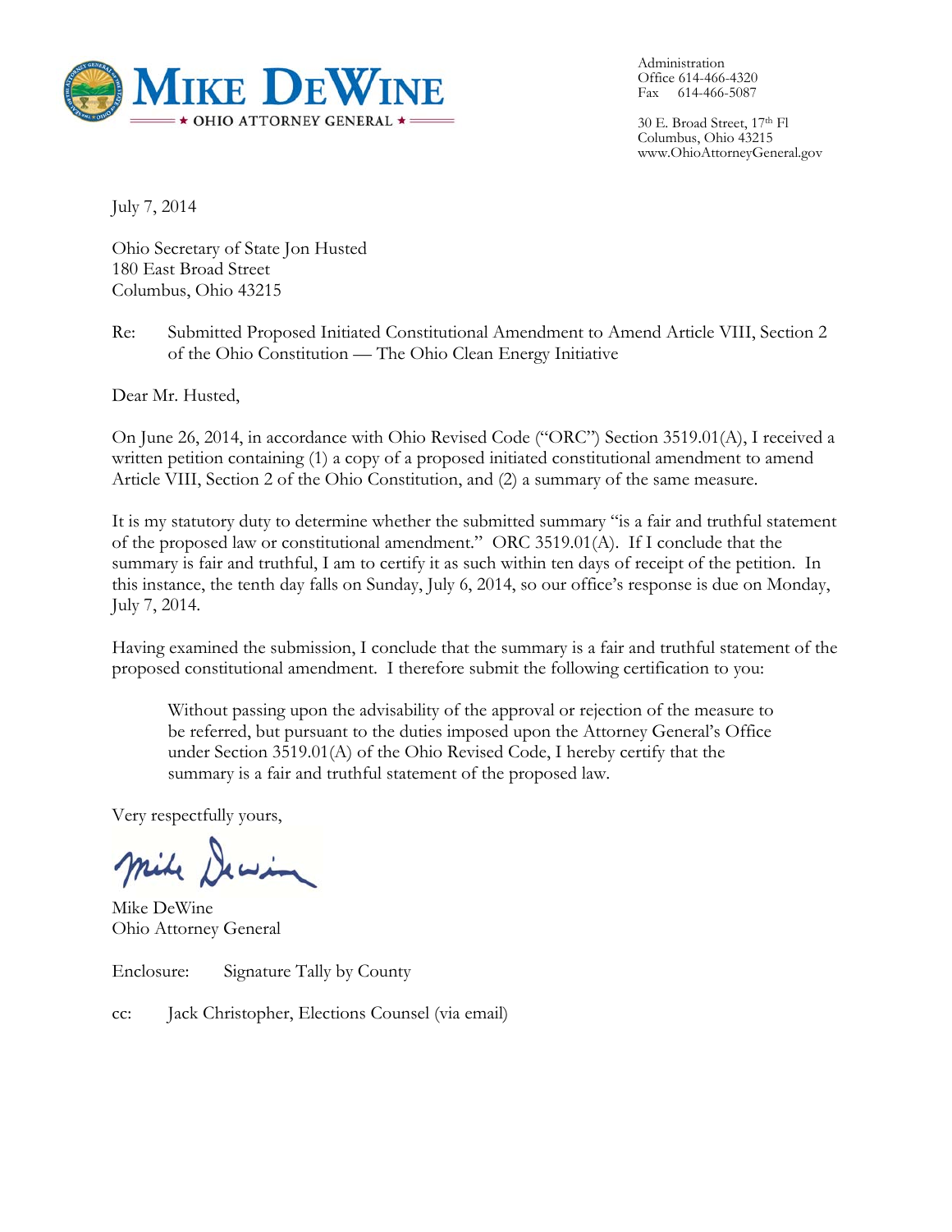**MIKE DEWINE**
**★ OHIO ATTORNEY GENERAL ★**

Administration
Office 614-466-4320
Fax 614-466-5087

30 E. Broad Street, 17th Fl
Columbus, Ohio 43215
www.OhioAttorneyGeneral.gov

July 7, 2014

Ohio Secretary of State Jon Husted
180 East Broad Street
Columbus, Ohio 43215

Re: Submitted Proposed Initiated Constitutional Amendment to Amend Article VIII, Section 2 of the Ohio Constitution — The Ohio Clean Energy Initiative

Dear Mr. Husted,

On June 26, 2014, in accordance with Ohio Revised Code ("ORC") Section 3519.01(A), I received a written petition containing (1) a copy of a proposed initiated constitutional amendment to amend Article VIII, Section 2 of the Ohio Constitution, and (2) a summary of the same measure.

It is my statutory duty to determine whether the submitted summary "is a fair and truthful statement of the proposed law or constitutional amendment." ORC 3519.01(A). If I conclude that the summary is fair and truthful, I am to certify it as such within ten days of receipt of the petition. In this instance, the tenth day falls on Sunday, July 6, 2014, so our office's response is due on Monday, July 7, 2014.

Having examined the submission, I conclude that the summary is a fair and truthful statement of the proposed constitutional amendment. I therefore submit the following certification to you:

> Without passing upon the advisability of the approval or rejection of the measure to be referred, but pursuant to the duties imposed upon the Attorney General's Office under Section 3519.01(A) of the Ohio Revised Code, I hereby certify that the summary is a fair and truthful statement of the proposed law.

Very respectfully yours,

Mike DeWine
Ohio Attorney General

Enclosure: Signature Tally by County

cc: Jack Christopher, Elections Counsel (via email)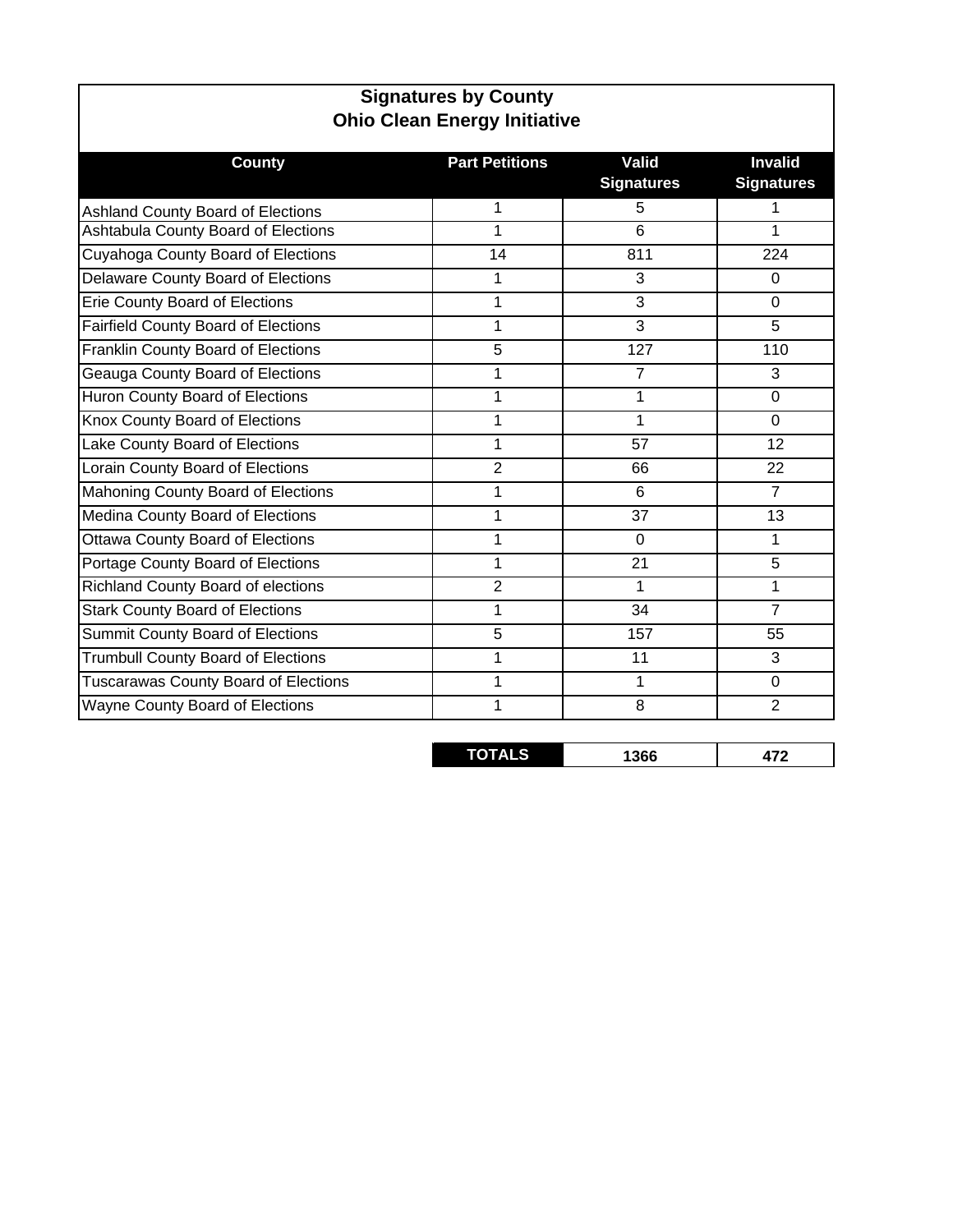## Signatures by County
## Ohio Clean Energy Initiative

| County | Part Petitions | Valid Signatures | Invalid Signatures |
|---|---|---|---|
| Ashland County Board of Elections | 1 | 5 | 1 |
| Ashtabula County Board of Elections | 1 | 6 | 1 |
| Cuyahoga County Board of Elections | 14 | 811 | 224 |
| Delaware County Board of Elections | 1 | 3 | 0 |
| Erie County Board of Elections | 1 | 3 | 0 |
| Fairfield County Board of Elections | 1 | 3 | 5 |
| Franklin County Board of Elections | 5 | 127 | 110 |
| Geauga County Board of Elections | 1 | 7 | 3 |
| Huron County Board of Elections | 1 | 1 | 0 |
| Knox County Board of Elections | 1 | 1 | 0 |
| Lake County Board of Elections | 1 | 57 | 12 |
| Lorain County Board of Elections | 2 | 66 | 22 |
| Mahoning County Board of Elections | 1 | 6 | 7 |
| Medina County Board of Elections | 1 | 37 | 13 |
| Ottawa County Board of Elections | 1 | 0 | 1 |
| Portage County Board of Elections | 1 | 21 | 5 |
| Richland County Board of elections | 2 | 1 | 1 |
| Stark County Board of Elections | 1 | 34 | 7 |
| Summit County Board of Elections | 5 | 157 | 55 |
| Trumbull County Board of Elections | 1 | 11 | 3 |
| Tuscarawas County Board of Elections | 1 | 1 | 0 |
| Wayne County Board of Elections | 1 | 8 | 2 |
| | **TOTALS** | **1366** | **472** |